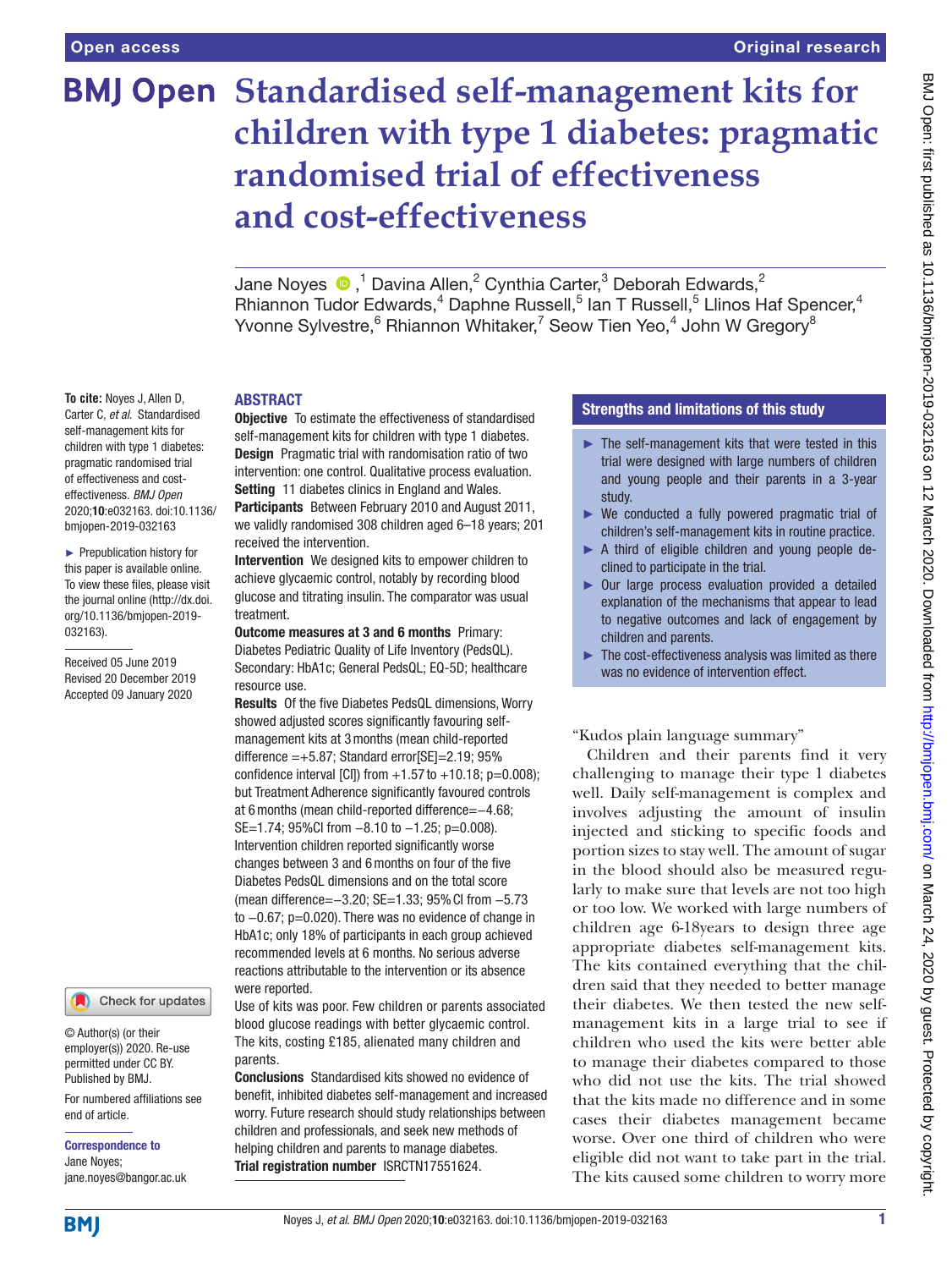# Standardised self-management kits for children with type 1 diabetes: pragmatic randomised trial of effectiveness and cost-effectiveness

Jane Noyes [1], Davina Allen [2], Cynthia Carter [3], Deborah Edwards [2], Rhiannon Tudor Edwards [4], Daphne Russell [5], Ian T Russell [5], Llinos Haf Spencer [4], Yvonne Sylvestre [6], Rhiannon Whitaker [7], Seow Tien Yeo [4], John W Gregory [8]

**To cite:** Noyes J, Allen D, Carter C, *et al*. Standardised self-management kits for children with type 1 diabetes: pragmatic randomised trial of effectiveness and cost-effectiveness. *BMJ Open* 2020;**10**:e032163. doi:10.1136/bmjopen-2019-032163

► Prepublication history for this paper is available online. To view these files, please visit the journal online (http://dx.doi.org/10.1136/bmjopen-2019-032163).

Received 05 June 2019
Revised 20 December 2019
Accepted 09 January 2020

© Author(s) (or their employer(s)) 2020. Re-use permitted under CC BY. Published by BMJ.

For numbered affiliations see end of article.

**Correspondence to**
Jane Noyes;
jane.noyes@bangor.ac.uk

## ABSTRACT

**Objective** To estimate the effectiveness of standardised self-management kits for children with type 1 diabetes.

**Design** Pragmatic trial with randomisation ratio of two intervention: one control. Qualitative process evaluation.

**Setting** 11 diabetes clinics in England and Wales.

**Participants** Between February 2010 and August 2011, we validly randomised 308 children aged 6–18 years; 201 received the intervention.

**Intervention** We designed kits to empower children to achieve glycaemic control, notably by recording blood glucose and titrating insulin. The comparator was usual treatment.

**Outcome measures at 3 and 6 months** Primary: Diabetes Pediatric Quality of Life Inventory (PedsQL). Secondary: HbA1c; General PedsQL; EQ-5D; healthcare resource use.

**Results** Of the five Diabetes PedsQL dimensions, Worry showed adjusted scores significantly favouring self-management kits at 3 months (mean child-reported difference =+5.87; Standard error[SE]=2.19; 95% confidence interval [CI]) from +1.57 to +10.18; p=0.008); but Treatment Adherence significantly favoured controls at 6 months (mean child-reported difference=−4.68; SE=1.74; 95% CI from −8.10 to −1.25; p=0.008). Intervention children reported significantly worse changes between 3 and 6 months on four of the five Diabetes PedsQL dimensions and on the total score (mean difference=−3.20; SE=1.33; 95% CI from −5.73 to −0.67; p=0.020). There was no evidence of change in HbA1c; only 18% of participants in each group achieved recommended levels at 6 months. No serious adverse reactions attributable to the intervention or its absence were reported.

Use of kits was poor. Few children or parents associated blood glucose readings with better glycaemic control. The kits, costing £185, alienated many children and parents.

**Conclusions** Standardised kits showed no evidence of benefit, inhibited diabetes self-management and increased worry. Future research should study relationships between children and professionals, and seek new methods of helping children and parents to manage diabetes.

**Trial registration number** ISRCTN17551624.

## Strengths and limitations of this study

- ► The self-management kits that were tested in this trial were designed with large numbers of children and young people and their parents in a 3-year study.
- ► We conducted a fully powered pragmatic trial of children's self-management kits in routine practice.
- ► A third of eligible children and young people declined to participate in the trial.
- ► Our large process evaluation provided a detailed explanation of the mechanisms that appear to lead to negative outcomes and lack of engagement by children and parents.
- ► The cost-effectiveness analysis was limited as there was no evidence of intervention effect.

"Kudos plain language summary"

Children and their parents find it very challenging to manage their type 1 diabetes well. Daily self-management is complex and involves adjusting the amount of insulin injected and sticking to specific foods and portion sizes to stay well. The amount of sugar in the blood should also be measured regularly to make sure that levels are not too high or too low. We worked with large numbers of children age 6-18years to design three age appropriate diabetes self-management kits. The kits contained everything that the children said that they needed to better manage their diabetes. We then tested the new self-management kits in a large trial to see if children who used the kits were better able to manage their diabetes compared to those who did not use the kits. The trial showed that the kits made no difference and in some cases their diabetes management became worse. Over one third of children who were eligible did not want to take part in the trial. The kits caused some children to worry more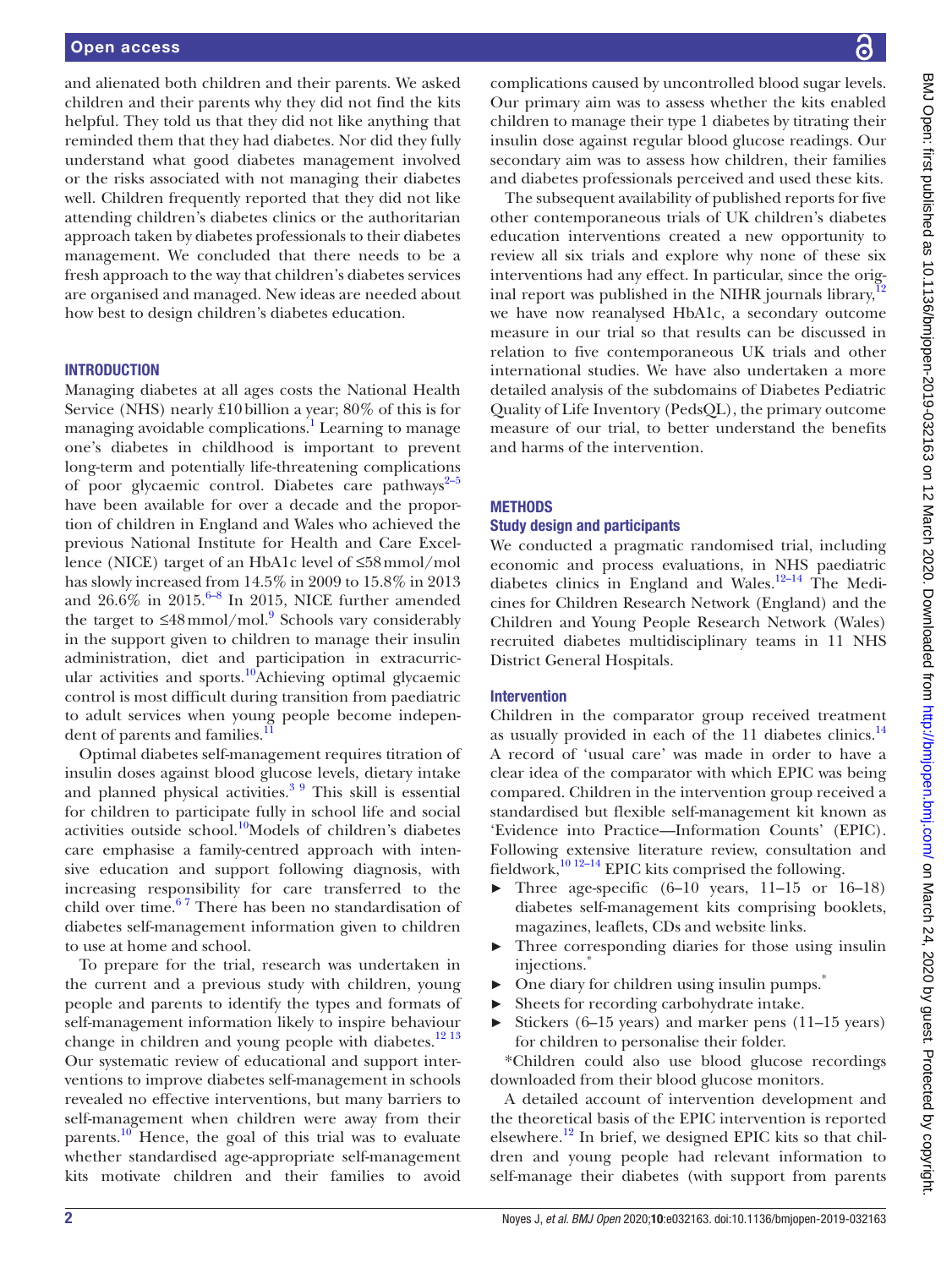and alienated both children and their parents. We asked children and their parents why they did not find the kits helpful. They told us that they did not like anything that reminded them that they had diabetes. Nor did they fully understand what good diabetes management involved or the risks associated with not managing their diabetes well. Children frequently reported that they did not like attending children's diabetes clinics or the authoritarian approach taken by diabetes professionals to their diabetes management. We concluded that there needs to be a fresh approach to the way that children's diabetes services are organised and managed. New ideas are needed about how best to design children's diabetes education.

## INTRODUCTION

Managing diabetes at all ages costs the National Health Service (NHS) nearly £10 billion a year; 80% of this is for managing avoidable complications.[1] Learning to manage one's diabetes in childhood is important to prevent long-term and potentially life-threatening complications of poor glycaemic control. Diabetes care pathways[2–5] have been available for over a decade and the proportion of children in England and Wales who achieved the previous National Institute for Health and Care Excellence (NICE) target of an HbA1c level of ≤58 mmol/mol has slowly increased from 14.5% in 2009 to 15.8% in 2013 and 26.6% in 2015.[6–8] In 2015, NICE further amended the target to ≤48 mmol/mol.[9] Schools vary considerably in the support given to children to manage their insulin administration, diet and participation in extracurricular activities and sports.[10] Achieving optimal glycaemic control is most difficult during transition from paediatric to adult services when young people become independent of parents and families.[11]

Optimal diabetes self-management requires titration of insulin doses against blood glucose levels, dietary intake and planned physical activities.[3 9] This skill is essential for children to participate fully in school life and social activities outside school.[10] Models of children's diabetes care emphasise a family-centred approach with intensive education and support following diagnosis, with increasing responsibility for care transferred to the child over time.[6 7] There has been no standardisation of diabetes self-management information given to children to use at home and school.

To prepare for the trial, research was undertaken in the current and a previous study with children, young people and parents to identify the types and formats of self-management information likely to inspire behaviour change in children and young people with diabetes.[12 13] Our systematic review of educational and support interventions to improve diabetes self-management in schools revealed no effective interventions, but many barriers to self-management when children were away from their parents.[10] Hence, the goal of this trial was to evaluate whether standardised age-appropriate self-management kits motivate children and their families to avoid complications caused by uncontrolled blood sugar levels. Our primary aim was to assess whether the kits enabled children to manage their type 1 diabetes by titrating their insulin dose against regular blood glucose readings. Our secondary aim was to assess how children, their families and diabetes professionals perceived and used these kits.

The subsequent availability of published reports for five other contemporaneous trials of UK children's diabetes education interventions created a new opportunity to review all six trials and explore why none of these six interventions had any effect. In particular, since the original report was published in the NIHR journals library,[12] we have now reanalysed HbA1c, a secondary outcome measure in our trial so that results can be discussed in relation to five contemporaneous UK trials and other international studies. We have also undertaken a more detailed analysis of the subdomains of Diabetes Pediatric Quality of Life Inventory (PedsQL), the primary outcome measure of our trial, to better understand the benefits and harms of the intervention.

## METHODS

### Study design and participants

We conducted a pragmatic randomised trial, including economic and process evaluations, in NHS paediatric diabetes clinics in England and Wales.[12–14] The Medicines for Children Research Network (England) and the Children and Young People Research Network (Wales) recruited diabetes multidisciplinary teams in 11 NHS District General Hospitals.

### Intervention

Children in the comparator group received treatment as usually provided in each of the 11 diabetes clinics.[14] A record of 'usual care' was made in order to have a clear idea of the comparator with which EPIC was being compared. Children in the intervention group received a standardised but flexible self-management kit known as 'Evidence into Practice—Information Counts' (EPIC). Following extensive literature review, consultation and fieldwork,[10 12–14] EPIC kits comprised the following.

- Three age-specific (6–10 years, 11–15 or 16–18) diabetes self-management kits comprising booklets, magazines, leaflets, CDs and website links.
- Three corresponding diaries for those using insulin injections.*
- One diary for children using insulin pumps.*
- Sheets for recording carbohydrate intake.
- Stickers (6–15 years) and marker pens (11–15 years) for children to personalise their folder.

*Children could also use blood glucose recordings downloaded from their blood glucose monitors.

A detailed account of intervention development and the theoretical basis of the EPIC intervention is reported elsewhere.[12] In brief, we designed EPIC kits so that children and young people had relevant information to self-manage their diabetes (with support from parents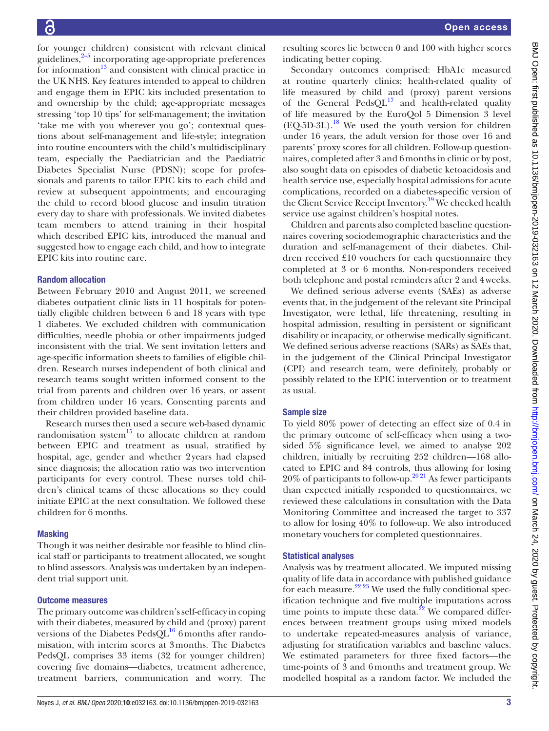for younger children) consistent with relevant clinical guidelines,[2–5] incorporating age-appropriate preferences for information[13] and consistent with clinical practice in the UK NHS. Key features intended to appeal to children and engage them in EPIC kits included presentation to and ownership by the child; age-appropriate messages stressing 'top 10 tips' for self-management; the invitation 'take me with you wherever you go'; contextual questions about self-management and life-style; integration into routine encounters with the child's multidisciplinary team, especially the Paediatrician and the Paediatric Diabetes Specialist Nurse (PDSN); scope for professionals and parents to tailor EPIC kits to each child and review at subsequent appointments; and encouraging the child to record blood glucose and insulin titration every day to share with professionals. We invited diabetes team members to attend training in their hospital which described EPIC kits, introduced the manual and suggested how to engage each child, and how to integrate EPIC kits into routine care.

### Random allocation

Between February 2010 and August 2011, we screened diabetes outpatient clinic lists in 11 hospitals for potentially eligible children between 6 and 18 years with type 1 diabetes. We excluded children with communication difficulties, needle phobia or other impairments judged inconsistent with the trial. We sent invitation letters and age-specific information sheets to families of eligible children. Research nurses independent of both clinical and research teams sought written informed consent to the trial from parents and children over 16 years, or assent from children under 16 years. Consenting parents and their children provided baseline data.

Research nurses then used a secure web-based dynamic randomisation system[15] to allocate children at random between EPIC and treatment as usual, stratified by hospital, age, gender and whether 2 years had elapsed since diagnosis; the allocation ratio was two intervention participants for every control. These nurses told children's clinical teams of these allocations so they could initiate EPIC at the next consultation. We followed these children for 6 months.

### Masking

Though it was neither desirable nor feasible to blind clinical staff or participants to treatment allocated, we sought to blind assessors. Analysis was undertaken by an independent trial support unit.

### Outcome measures

The primary outcome was children's self-efficacy in coping with their diabetes, measured by child and (proxy) parent versions of the Diabetes PedsQL[16] 6 months after randomisation, with interim scores at 3 months. The Diabetes PedsQL comprises 33 items (32 for younger children) covering five domains—diabetes, treatment adherence, treatment barriers, communication and worry. The resulting scores lie between 0 and 100 with higher scores indicating better coping.

Secondary outcomes comprised: HbA1c measured at routine quarterly clinics; health-related quality of life measured by child and (proxy) parent versions of the General PedsQL[17] and health-related quality of life measured by the EuroQol 5 Dimension 3 level (EQ-5D-3L).[18] We used the youth version for children under 16 years, the adult version for those over 16 and parents' proxy scores for all children. Follow-up questionnaires, completed after 3 and 6 months in clinic or by post, also sought data on episodes of diabetic ketoacidosis and health service use, especially hospital admissions for acute complications, recorded on a diabetes-specific version of the Client Service Receipt Inventory.[19] We checked health service use against children's hospital notes.

Children and parents also completed baseline questionnaires covering sociodemographic characteristics and the duration and self-management of their diabetes. Children received £10 vouchers for each questionnaire they completed at 3 or 6 months. Non-responders received both telephone and postal reminders after 2 and 4 weeks.

We defined serious adverse events (SAEs) as adverse events that, in the judgement of the relevant site Principal Investigator, were lethal, life threatening, resulting in hospital admission, resulting in persistent or significant disability or incapacity, or otherwise medically significant. We defined serious adverse reactions (SARs) as SAEs that, in the judgement of the Clinical Principal Investigator (CPI) and research team, were definitely, probably or possibly related to the EPIC intervention or to treatment as usual.

### Sample size

To yield 80% power of detecting an effect size of 0.4 in the primary outcome of self-efficacy when using a two-sided 5% significance level, we aimed to analyse 202 children, initially by recruiting 252 children—168 allocated to EPIC and 84 controls, thus allowing for losing 20% of participants to follow-up.[20,21] As fewer participants than expected initially responded to questionnaires, we reviewed these calculations in consultation with the Data Monitoring Committee and increased the target to 337 to allow for losing 40% to follow-up. We also introduced monetary vouchers for completed questionnaires.

### Statistical analyses

Analysis was by treatment allocated. We imputed missing quality of life data in accordance with published guidance for each measure.[22,23] We used the fully conditional specification technique and five multiple imputations across time points to impute these data.[22] We compared differences between treatment groups using mixed models to undertake repeated-measures analysis of variance, adjusting for stratification variables and baseline values. We estimated parameters for three fixed factors—the time-points of 3 and 6 months and treatment group. We modelled hospital as a random factor. We included the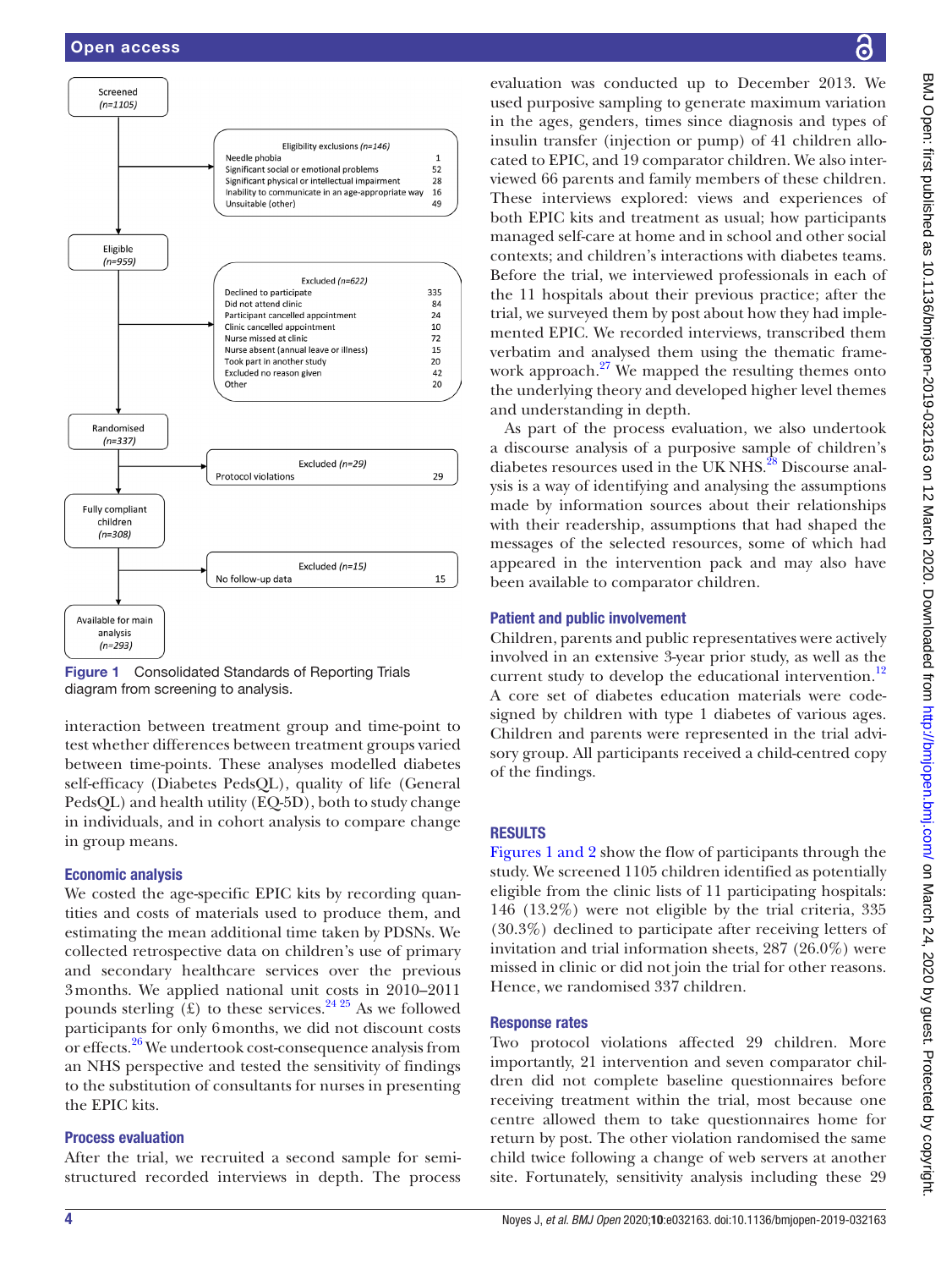Screened
(n=1105)

Eligibility exclusions (n=146)

| | |
|---|---|
| Needle phobia | 1 |
| Significant social or emotional problems | 52 |
| Significant physical or intellectual impairment | 28 |
| Inability to communicate in an age-appropriate way | 16 |
| Unsuitable (other) | 49 |

Eligible
(n=959)

Excluded (n=622)

| | |
|---|---|
| Declined to participate | 335 |
| Did not attend clinic | 84 |
| Participant cancelled appointment | 24 |
| Clinic cancelled appointment | 10 |
| Nurse missed at clinic | 72 |
| Nurse absent (annual leave or illness) | 15 |
| Took part in another study | 20 |
| Excluded no reason given | 42 |
| Other | 20 |

Randomised
(n=337)

Excluded (n=29)

| | |
|---|---|
| Protocol violations | 29 |

Fully compliant children
(n=308)

Excluded (n=15)

| | |
|---|---|
| No follow-up data | 15 |

Available for main analysis
(n=293)

**Figure 1** Consolidated Standards of Reporting Trials diagram from screening to analysis.

interaction between treatment group and time-point to test whether differences between treatment groups varied between time-points. These analyses modelled diabetes self-efficacy (Diabetes PedsQL), quality of life (General PedsQL) and health utility (EQ-5D), both to study change in individuals, and in cohort analysis to compare change in group means.

### Economic analysis

We costed the age-specific EPIC kits by recording quantities and costs of materials used to produce them, and estimating the mean additional time taken by PDSNs. We collected retrospective data on children's use of primary and secondary healthcare services over the previous 3 months. We applied national unit costs in 2010–2011 pounds sterling (£) to these services.[24 25] As we followed participants for only 6 months, we did not discount costs or effects.[26] We undertook cost-consequence analysis from an NHS perspective and tested the sensitivity of findings to the substitution of consultants for nurses in presenting the EPIC kits.

### Process evaluation

After the trial, we recruited a second sample for semi-structured recorded interviews in depth. The process evaluation was conducted up to December 2013. We used purposive sampling to generate maximum variation in the ages, genders, times since diagnosis and types of insulin transfer (injection or pump) of 41 children allocated to EPIC, and 19 comparator children. We also interviewed 66 parents and family members of these children. These interviews explored: views and experiences of both EPIC kits and treatment as usual; how participants managed self-care at home and in school and other social contexts; and children's interactions with diabetes teams. Before the trial, we interviewed professionals in each of the 11 hospitals about their previous practice; after the trial, we surveyed them by post about how they had implemented EPIC. We recorded interviews, transcribed them verbatim and analysed them using the thematic framework approach.[27] We mapped the resulting themes onto the underlying theory and developed higher level themes and understanding in depth.

As part of the process evaluation, we also undertook a discourse analysis of a purposive sample of children's diabetes resources used in the UK NHS.[28] Discourse analysis is a way of identifying and analysing the assumptions made by information sources about their relationships with their readership, assumptions that had shaped the messages of the selected resources, some of which had appeared in the intervention pack and may also have been available to comparator children.

### Patient and public involvement

Children, parents and public representatives were actively involved in an extensive 3-year prior study, as well as the current study to develop the educational intervention.[12] A core set of diabetes education materials were codesigned by children with type 1 diabetes of various ages. Children and parents were represented in the trial advisory group. All participants received a child-centred copy of the findings.

## RESULTS

Figures 1 and 2 show the flow of participants through the study. We screened 1105 children identified as potentially eligible from the clinic lists of 11 participating hospitals: 146 (13.2%) were not eligible by the trial criteria, 335 (30.3%) declined to participate after receiving letters of invitation and trial information sheets, 287 (26.0%) were missed in clinic or did not join the trial for other reasons. Hence, we randomised 337 children.

### Response rates

Two protocol violations affected 29 children. More importantly, 21 intervention and seven comparator children did not complete baseline questionnaires before receiving treatment within the trial, most because one centre allowed them to take questionnaires home for return by post. The other violation randomised the same child twice following a change of web servers at another site. Fortunately, sensitivity analysis including these 29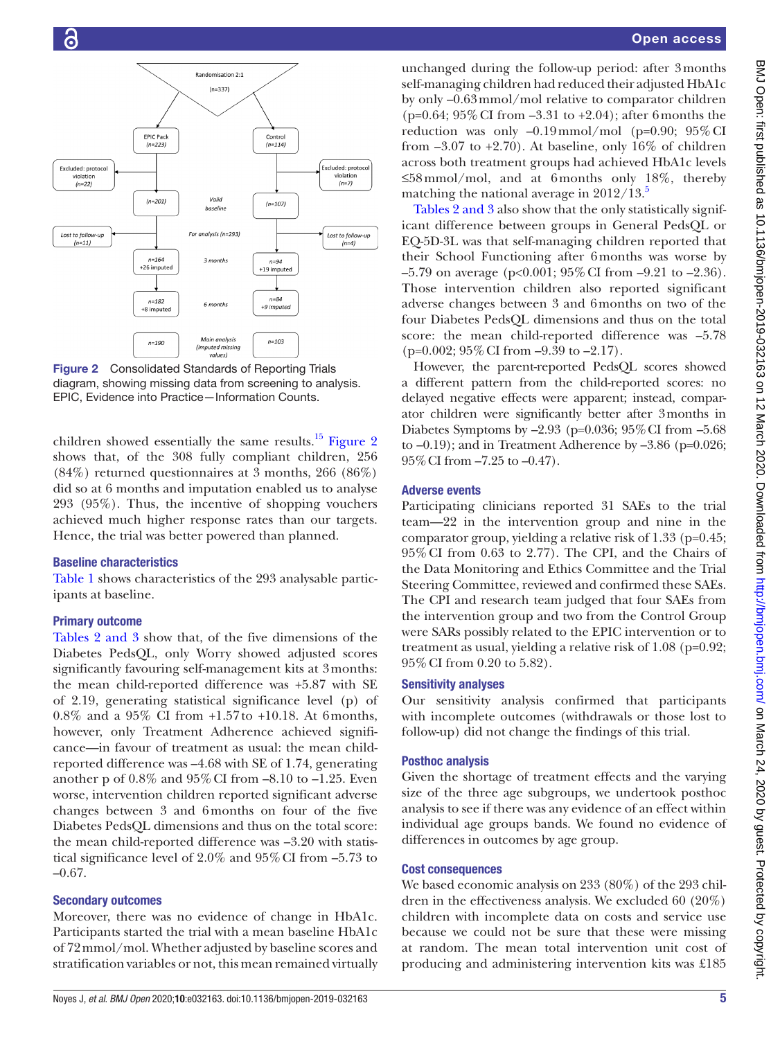Figure 2 Consolidated Standards of Reporting Trials diagram, showing missing data from screening to analysis. EPIC, Evidence into Practice—Information Counts.

children showed essentially the same results.[15] Figure 2 shows that, of the 308 fully compliant children, 256 (84%) returned questionnaires at 3 months, 266 (86%) did so at 6 months and imputation enabled us to analyse 293 (95%). Thus, the incentive of shopping vouchers achieved much higher response rates than our targets. Hence, the trial was better powered than planned.

### Baseline characteristics

Table 1 shows characteristics of the 293 analysable participants at baseline.

### Primary outcome

Tables 2 and 3 show that, of the five dimensions of the Diabetes PedsQL, only Worry showed adjusted scores significantly favouring self-management kits at 3 months: the mean child-reported difference was +5.87 with SE of 2.19, generating statistical significance level (p) of 0.8% and a 95% CI from +1.57 to +10.18. At 6 months, however, only Treatment Adherence achieved significance—in favour of treatment as usual: the mean child-reported difference was –4.68 with SE of 1.74, generating another p of 0.8% and 95% CI from –8.10 to –1.25. Even worse, intervention children reported significant adverse changes between 3 and 6 months on four of the five Diabetes PedsQL dimensions and thus on the total score: the mean child-reported difference was –3.20 with statistical significance level of 2.0% and 95% CI from –5.73 to –0.67.

### Secondary outcomes

Moreover, there was no evidence of change in HbA1c. Participants started the trial with a mean baseline HbA1c of 72 mmol/mol. Whether adjusted by baseline scores and stratification variables or not, this mean remained virtually unchanged during the follow-up period: after 3 months self-managing children had reduced their adjusted HbA1c by only –0.63 mmol/mol relative to comparator children (p=0.64; 95% CI from –3.31 to +2.04); after 6 months the reduction was only –0.19 mmol/mol (p=0.90; 95% CI from –3.07 to +2.70). At baseline, only 16% of children across both treatment groups had achieved HbA1c levels ≤58 mmol/mol, and at 6 months only 18%, thereby matching the national average in 2012/13.[5]

Tables 2 and 3 also show that the only statistically significant difference between groups in General PedsQL or EQ-5D-3L was that self-managing children reported that their School Functioning after 6 months was worse by –5.79 on average (p<0.001; 95% CI from –9.21 to –2.36). Those intervention children also reported significant adverse changes between 3 and 6 months on two of the four Diabetes PedsQL dimensions and thus on the total score: the mean child-reported difference was –5.78 (p=0.002; 95% CI from –9.39 to –2.17).

However, the parent-reported PedsQL scores showed a different pattern from the child-reported scores: no delayed negative effects were apparent; instead, comparator children were significantly better after 3 months in Diabetes Symptoms by –2.93 (p=0.036; 95% CI from –5.68 to –0.19); and in Treatment Adherence by –3.86 (p=0.026; 95% CI from –7.25 to –0.47).

### Adverse events

Participating clinicians reported 31 SAEs to the trial team—22 in the intervention group and nine in the comparator group, yielding a relative risk of 1.33 (p=0.45; 95% CI from 0.63 to 2.77). The CPI, and the Chairs of the Data Monitoring and Ethics Committee and the Trial Steering Committee, reviewed and confirmed these SAEs. The CPI and research team judged that four SAEs from the intervention group and two from the Control Group were SARs possibly related to the EPIC intervention or to treatment as usual, yielding a relative risk of 1.08 (p=0.92; 95% CI from 0.20 to 5.82).

### Sensitivity analyses

Our sensitivity analysis confirmed that participants with incomplete outcomes (withdrawals or those lost to follow-up) did not change the findings of this trial.

### Posthoc analysis

Given the shortage of treatment effects and the varying size of the three age subgroups, we undertook posthoc analysis to see if there was any evidence of an effect within individual age groups bands. We found no evidence of differences in outcomes by age group.

### Cost consequences

We based economic analysis on 233 (80%) of the 293 children in the effectiveness analysis. We excluded 60 (20%) children with incomplete data on costs and service use because we could not be sure that these were missing at random. The mean total intervention unit cost of producing and administering intervention kits was £185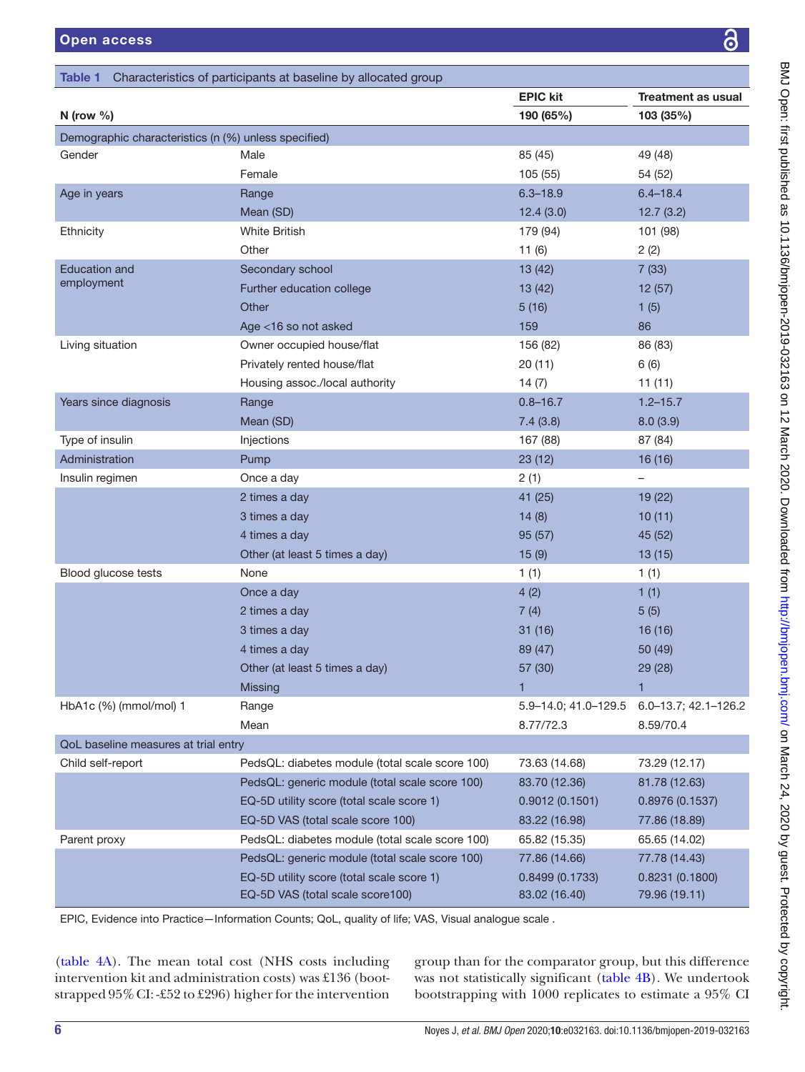Table 1 Characteristics of participants at baseline by allocated group

| N (row %) | | EPIC kit 190 (65%) | Treatment as usual 103 (35%) |
|---|---|---|---|
| Demographic characteristics (n (%) unless specified) | | | |
| Gender | Male | 85 (45) | 49 (48) |
| | Female | 105 (55) | 54 (52) |
| Age in years | Range | 6.3–18.9 | 6.4–18.4 |
| | Mean (SD) | 12.4 (3.0) | 12.7 (3.2) |
| Ethnicity | White British | 179 (94) | 101 (98) |
| | Other | 11 (6) | 2 (2) |
| Education and employment | Secondary school | 13 (42) | 7 (33) |
| | Further education college | 13 (42) | 12 (57) |
| | Other | 5 (16) | 1 (5) |
| | Age <16 so not asked | 159 | 86 |
| Living situation | Owner occupied house/flat | 156 (82) | 86 (83) |
| | Privately rented house/flat | 20 (11) | 6 (6) |
| | Housing assoc./local authority | 14 (7) | 11 (11) |
| Years since diagnosis | Range | 0.8–16.7 | 1.2–15.7 |
| | Mean (SD) | 7.4 (3.8) | 8.0 (3.9) |
| Type of insulin | Injections | 167 (88) | 87 (84) |
| Administration | Pump | 23 (12) | 16 (16) |
| Insulin regimen | Once a day | 2 (1) | – |
| | 2 times a day | 41 (25) | 19 (22) |
| | 3 times a day | 14 (8) | 10 (11) |
| | 4 times a day | 95 (57) | 45 (52) |
| | Other (at least 5 times a day) | 15 (9) | 13 (15) |
| Blood glucose tests | None | 1 (1) | 1 (1) |
| | Once a day | 4 (2) | 1 (1) |
| | 2 times a day | 7 (4) | 5 (5) |
| | 3 times a day | 31 (16) | 16 (16) |
| | 4 times a day | 89 (47) | 50 (49) |
| | Other (at least 5 times a day) | 57 (30) | 29 (28) |
| | Missing | 1 | 1 |
| HbA1c (%) (mmol/mol) 1 | Range | 5.9–14.0; 41.0–129.5 | 6.0–13.7; 42.1–126.2 |
| | Mean | 8.77/72.3 | 8.59/70.4 |
| QoL baseline measures at trial entry | | | |
| Child self-report | PedsQL: diabetes module (total scale score 100) | 73.63 (14.68) | 73.29 (12.17) |
| | PedsQL: generic module (total scale score 100) | 83.70 (12.36) | 81.78 (12.63) |
| | EQ-5D utility score (total scale score 1) | 0.9012 (0.1501) | 0.8976 (0.1537) |
| | EQ-5D VAS (total scale score 100) | 83.22 (16.98) | 77.86 (18.89) |
| Parent proxy | PedsQL: diabetes module (total scale score 100) | 65.82 (15.35) | 65.65 (14.02) |
| | PedsQL: generic module (total scale score 100) | 77.86 (14.66) | 77.78 (14.43) |
| | EQ-5D utility score (total scale score 1) | 0.8499 (0.1733) | 0.8231 (0.1800) |
| | EQ-5D VAS (total scale score100) | 83.02 (16.40) | 79.96 (19.11) |

EPIC, Evidence into Practice—Information Counts; QoL, quality of life; VAS, Visual analogue scale .

(table 4A). The mean total cost (NHS costs including intervention kit and administration costs) was £136 (bootstrapped 95% CI: -£52 to £296) higher for the intervention group than for the comparator group, but this difference was not statistically significant (table 4B). We undertook bootstrapping with 1000 replicates to estimate a 95% CI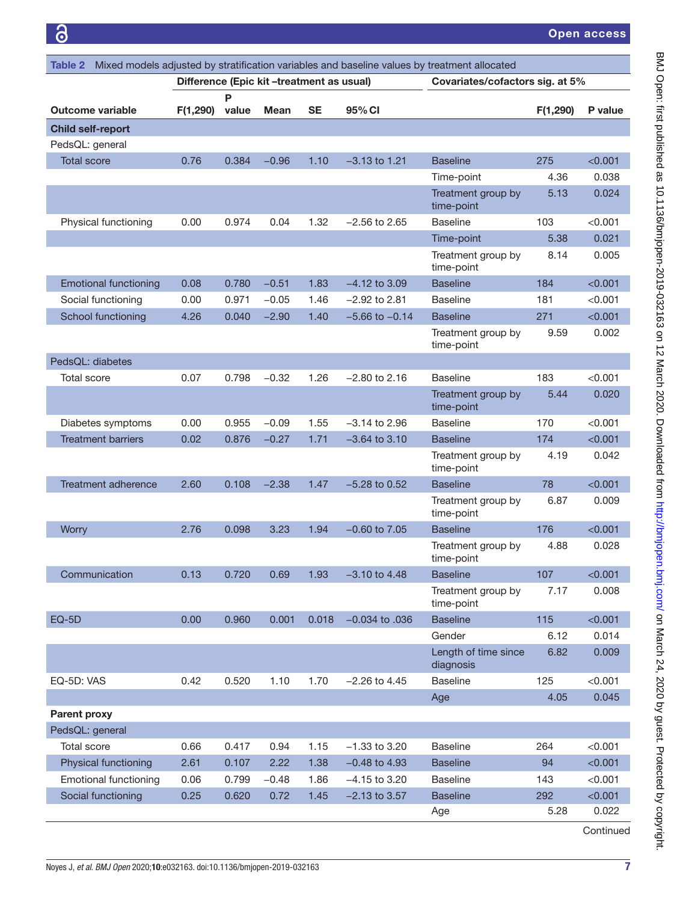Table 2 Mixed models adjusted by stratification variables and baseline values by treatment allocated

| Outcome variable | Difference (Epic kit –treatment as usual) | | | | | Covariates/cofactors sig. at 5% | | |
|---|---|---|---|---|---|---|---|---|
| | F(1,290) | P value | Mean | SE | 95% CI | | F(1,290) | P value |
| **Child self-report** | | | | | | | | |
| PedsQL: general | | | | | | | | |
| Total score | 0.76 | 0.384 | −0.96 | 1.10 | −3.13 to 1.21 | Baseline | 275 | <0.001 |
| | | | | | | Time-point | 4.36 | 0.038 |
| | | | | | | Treatment group by time-point | 5.13 | 0.024 |
| Physical functioning | 0.00 | 0.974 | 0.04 | 1.32 | −2.56 to 2.65 | Baseline | 103 | <0.001 |
| | | | | | | Time-point | 5.38 | 0.021 |
| | | | | | | Treatment group by time-point | 8.14 | 0.005 |
| Emotional functioning | 0.08 | 0.780 | −0.51 | 1.83 | −4.12 to 3.09 | Baseline | 184 | <0.001 |
| Social functioning | 0.00 | 0.971 | −0.05 | 1.46 | −2.92 to 2.81 | Baseline | 181 | <0.001 |
| School functioning | 4.26 | 0.040 | −2.90 | 1.40 | −5.66 to −0.14 | Baseline | 271 | <0.001 |
| | | | | | | Treatment group by time-point | 9.59 | 0.002 |
| PedsQL: diabetes | | | | | | | | |
| Total score | 0.07 | 0.798 | −0.32 | 1.26 | −2.80 to 2.16 | Baseline | 183 | <0.001 |
| | | | | | | Treatment group by time-point | 5.44 | 0.020 |
| Diabetes symptoms | 0.00 | 0.955 | −0.09 | 1.55 | −3.14 to 2.96 | Baseline | 170 | <0.001 |
| Treatment barriers | 0.02 | 0.876 | −0.27 | 1.71 | −3.64 to 3.10 | Baseline | 174 | <0.001 |
| | | | | | | Treatment group by time-point | 4.19 | 0.042 |
| Treatment adherence | 2.60 | 0.108 | −2.38 | 1.47 | −5.28 to 0.52 | Baseline | 78 | <0.001 |
| | | | | | | Treatment group by time-point | 6.87 | 0.009 |
| Worry | 2.76 | 0.098 | 3.23 | 1.94 | −0.60 to 7.05 | Baseline | 176 | <0.001 |
| | | | | | | Treatment group by time-point | 4.88 | 0.028 |
| Communication | 0.13 | 0.720 | 0.69 | 1.93 | −3.10 to 4.48 | Baseline | 107 | <0.001 |
| | | | | | | Treatment group by time-point | 7.17 | 0.008 |
| EQ-5D | 0.00 | 0.960 | 0.001 | 0.018 | −0.034 to .036 | Baseline | 115 | <0.001 |
| | | | | | | Gender | 6.12 | 0.014 |
| | | | | | | Length of time since diagnosis | 6.82 | 0.009 |
| EQ-5D: VAS | 0.42 | 0.520 | 1.10 | 1.70 | −2.26 to 4.45 | Baseline | 125 | <0.001 |
| | | | | | | Age | 4.05 | 0.045 |
| **Parent proxy** | | | | | | | | |
| PedsQL: general | | | | | | | | |
| Total score | 0.66 | 0.417 | 0.94 | 1.15 | −1.33 to 3.20 | Baseline | 264 | <0.001 |
| Physical functioning | 2.61 | 0.107 | 2.22 | 1.38 | −0.48 to 4.93 | Baseline | 94 | <0.001 |
| Emotional functioning | 0.06 | 0.799 | −0.48 | 1.86 | −4.15 to 3.20 | Baseline | 143 | <0.001 |
| Social functioning | 0.25 | 0.620 | 0.72 | 1.45 | −2.13 to 3.57 | Baseline | 292 | <0.001 |
| | | | | | | Age | 5.28 | 0.022 |

Continued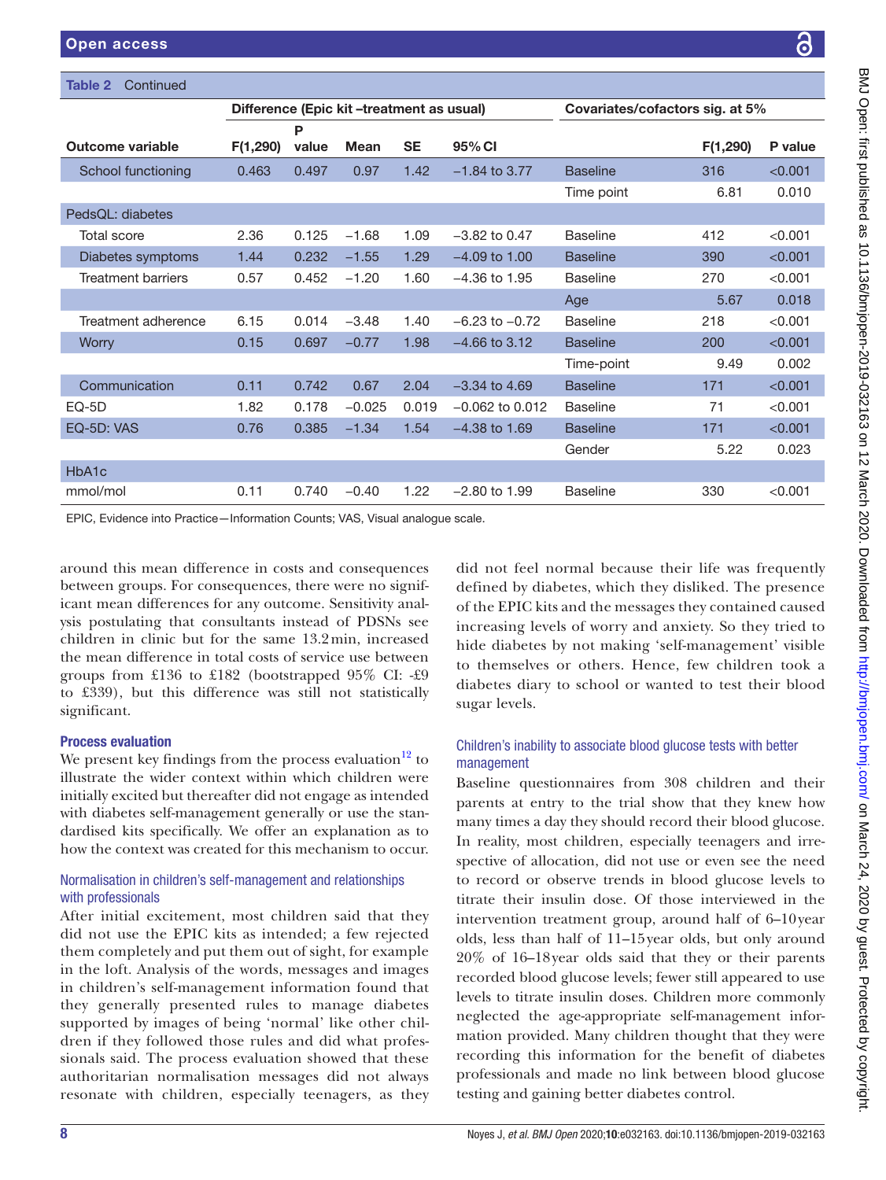**Table 2** Continued

| Outcome variable | Difference (Epic kit –treatment as usual) | | | | | Covariates/cofactors sig. at 5% | | |
|---|---|---|---|---|---|---|---|---|
| | F(1,290) | P value | Mean | SE | 95% CI | | F(1,290) | P value |
| School functioning | 0.463 | 0.497 | 0.97 | 1.42 | −1.84 to 3.77 | Baseline | 316 | <0.001 |
| | | | | | | Time point | 6.81 | 0.010 |
| PedsQL: diabetes | | | | | | | | |
| Total score | 2.36 | 0.125 | −1.68 | 1.09 | −3.82 to 0.47 | Baseline | 412 | <0.001 |
| Diabetes symptoms | 1.44 | 0.232 | −1.55 | 1.29 | −4.09 to 1.00 | Baseline | 390 | <0.001 |
| Treatment barriers | 0.57 | 0.452 | −1.20 | 1.60 | −4.36 to 1.95 | Baseline | 270 | <0.001 |
| | | | | | | Age | 5.67 | 0.018 |
| Treatment adherence | 6.15 | 0.014 | −3.48 | 1.40 | −6.23 to −0.72 | Baseline | 218 | <0.001 |
| Worry | 0.15 | 0.697 | −0.77 | 1.98 | −4.66 to 3.12 | Baseline | 200 | <0.001 |
| | | | | | | Time-point | 9.49 | 0.002 |
| Communication | 0.11 | 0.742 | 0.67 | 2.04 | −3.34 to 4.69 | Baseline | 171 | <0.001 |
| EQ-5D | 1.82 | 0.178 | −0.025 | 0.019 | −0.062 to 0.012 | Baseline | 71 | <0.001 |
| EQ-5D: VAS | 0.76 | 0.385 | −1.34 | 1.54 | −4.38 to 1.69 | Baseline | 171 | <0.001 |
| | | | | | | Gender | 5.22 | 0.023 |
| HbA1c | | | | | | | | |
| mmol/mol | 0.11 | 0.740 | −0.40 | 1.22 | −2.80 to 1.99 | Baseline | 330 | <0.001 |

EPIC, Evidence into Practice—Information Counts; VAS, Visual analogue scale.

around this mean difference in costs and consequences between groups. For consequences, there were no significant mean differences for any outcome. Sensitivity analysis postulating that consultants instead of PDSNs see children in clinic but for the same 13.2min, increased the mean difference in total costs of service use between groups from £136 to £182 (bootstrapped 95% CI: -£9 to £339), but this difference was still not statistically significant.

### Process evaluation

We present key findings from the process evaluation[12] to illustrate the wider context within which children were initially excited but thereafter did not engage as intended with diabetes self-management generally or use the standardised kits specifically. We offer an explanation as to how the context was created for this mechanism to occur.

#### Normalisation in children's self-management and relationships with professionals

After initial excitement, most children said that they did not use the EPIC kits as intended; a few rejected them completely and put them out of sight, for example in the loft. Analysis of the words, messages and images in children's self-management information found that they generally presented rules to manage diabetes supported by images of being 'normal' like other children if they followed those rules and did what professionals said. The process evaluation showed that these authoritarian normalisation messages did not always resonate with children, especially teenagers, as they did not feel normal because their life was frequently defined by diabetes, which they disliked. The presence of the EPIC kits and the messages they contained caused increasing levels of worry and anxiety. So they tried to hide diabetes by not making 'self-management' visible to themselves or others. Hence, few children took a diabetes diary to school or wanted to test their blood sugar levels.

#### Children's inability to associate blood glucose tests with better management

Baseline questionnaires from 308 children and their parents at entry to the trial show that they knew how many times a day they should record their blood glucose. In reality, most children, especially teenagers and irrespective of allocation, did not use or even see the need to record or observe trends in blood glucose levels to titrate their insulin dose. Of those interviewed in the intervention treatment group, around half of 6–10year olds, less than half of 11–15year olds, but only around 20% of 16–18year olds said that they or their parents recorded blood glucose levels; fewer still appeared to use levels to titrate insulin doses. Children more commonly neglected the age-appropriate self-management information provided. Many children thought that they were recording this information for the benefit of diabetes professionals and made no link between blood glucose testing and gaining better diabetes control.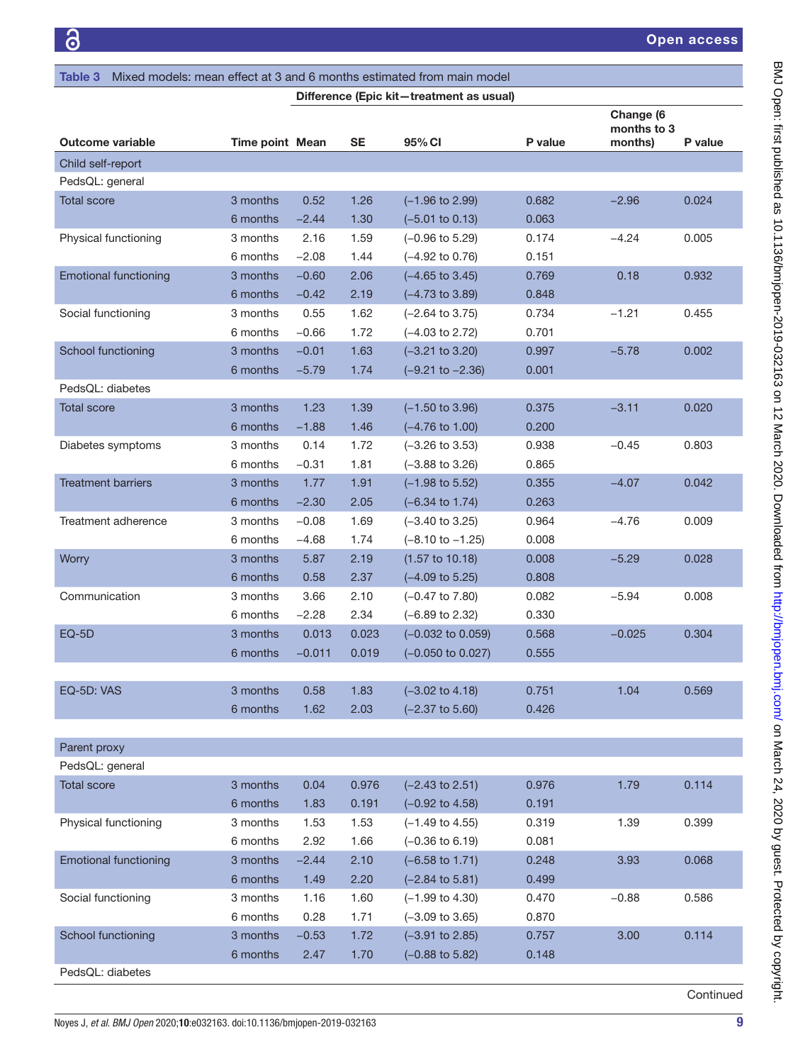**Table 3** Mixed models: mean effect at 3 and 6 months estimated from main model

| Outcome variable | Time point | Difference (Epic kit—treatment as usual) Mean | SE | 95% CI | P value | Change (6 months to 3 months) | P value |
|---|---|---|---|---|---|---|---|
| **Child self-report** | | | | | | | |
| PedsQL: general | | | | | | | |
| Total score | 3 months | 0.52 | 1.26 | (−1.96 to 2.99) | 0.682 | −2.96 | 0.024 |
| | 6 months | −2.44 | 1.30 | (−5.01 to 0.13) | 0.063 | | |
| Physical functioning | 3 months | 2.16 | 1.59 | (−0.96 to 5.29) | 0.174 | −4.24 | 0.005 |
| | 6 months | −2.08 | 1.44 | (−4.92 to 0.76) | 0.151 | | |
| Emotional functioning | 3 months | −0.60 | 2.06 | (−4.65 to 3.45) | 0.769 | 0.18 | 0.932 |
| | 6 months | −0.42 | 2.19 | (−4.73 to 3.89) | 0.848 | | |
| Social functioning | 3 months | 0.55 | 1.62 | (−2.64 to 3.75) | 0.734 | −1.21 | 0.455 |
| | 6 months | −0.66 | 1.72 | (−4.03 to 2.72) | 0.701 | | |
| School functioning | 3 months | −0.01 | 1.63 | (−3.21 to 3.20) | 0.997 | −5.78 | 0.002 |
| | 6 months | −5.79 | 1.74 | (−9.21 to −2.36) | 0.001 | | |
| PedsQL: diabetes | | | | | | | |
| Total score | 3 months | 1.23 | 1.39 | (−1.50 to 3.96) | 0.375 | −3.11 | 0.020 |
| | 6 months | −1.88 | 1.46 | (−4.76 to 1.00) | 0.200 | | |
| Diabetes symptoms | 3 months | 0.14 | 1.72 | (−3.26 to 3.53) | 0.938 | −0.45 | 0.803 |
| | 6 months | −0.31 | 1.81 | (−3.88 to 3.26) | 0.865 | | |
| Treatment barriers | 3 months | 1.77 | 1.91 | (−1.98 to 5.52) | 0.355 | −4.07 | 0.042 |
| | 6 months | −2.30 | 2.05 | (−6.34 to 1.74) | 0.263 | | |
| Treatment adherence | 3 months | −0.08 | 1.69 | (−3.40 to 3.25) | 0.964 | −4.76 | 0.009 |
| | 6 months | −4.68 | 1.74 | (−8.10 to −1.25) | 0.008 | | |
| Worry | 3 months | 5.87 | 2.19 | (1.57 to 10.18) | 0.008 | −5.29 | 0.028 |
| | 6 months | 0.58 | 2.37 | (−4.09 to 5.25) | 0.808 | | |
| Communication | 3 months | 3.66 | 2.10 | (−0.47 to 7.80) | 0.082 | −5.94 | 0.008 |
| | 6 months | −2.28 | 2.34 | (−6.89 to 2.32) | 0.330 | | |
| EQ-5D | 3 months | 0.013 | 0.023 | (−0.032 to 0.059) | 0.568 | −0.025 | 0.304 |
| | 6 months | −0.011 | 0.019 | (−0.050 to 0.027) | 0.555 | | |
| EQ-5D: VAS | 3 months | 0.58 | 1.83 | (−3.02 to 4.18) | 0.751 | 1.04 | 0.569 |
| | 6 months | 1.62 | 2.03 | (−2.37 to 5.60) | 0.426 | | |
| **Parent proxy** | | | | | | | |
| PedsQL: general | | | | | | | |
| Total score | 3 months | 0.04 | 0.976 | (−2.43 to 2.51) | 0.976 | 1.79 | 0.114 |
| | 6 months | 1.83 | 0.191 | (−0.92 to 4.58) | 0.191 | | |
| Physical functioning | 3 months | 1.53 | 1.53 | (−1.49 to 4.55) | 0.319 | 1.39 | 0.399 |
| | 6 months | 2.92 | 1.66 | (−0.36 to 6.19) | 0.081 | | |
| Emotional functioning | 3 months | −2.44 | 2.10 | (−6.58 to 1.71) | 0.248 | 3.93 | 0.068 |
| | 6 months | 1.49 | 2.20 | (−2.84 to 5.81) | 0.499 | | |
| Social functioning | 3 months | 1.16 | 1.60 | (−1.99 to 4.30) | 0.470 | −0.88 | 0.586 |
| | 6 months | 0.28 | 1.71 | (−3.09 to 3.65) | 0.870 | | |
| School functioning | 3 months | −0.53 | 1.72 | (−3.91 to 2.85) | 0.757 | 3.00 | 0.114 |
| | 6 months | 2.47 | 1.70 | (−0.88 to 5.82) | 0.148 | | |
| PedsQL: diabetes | | | | | | | |

Continued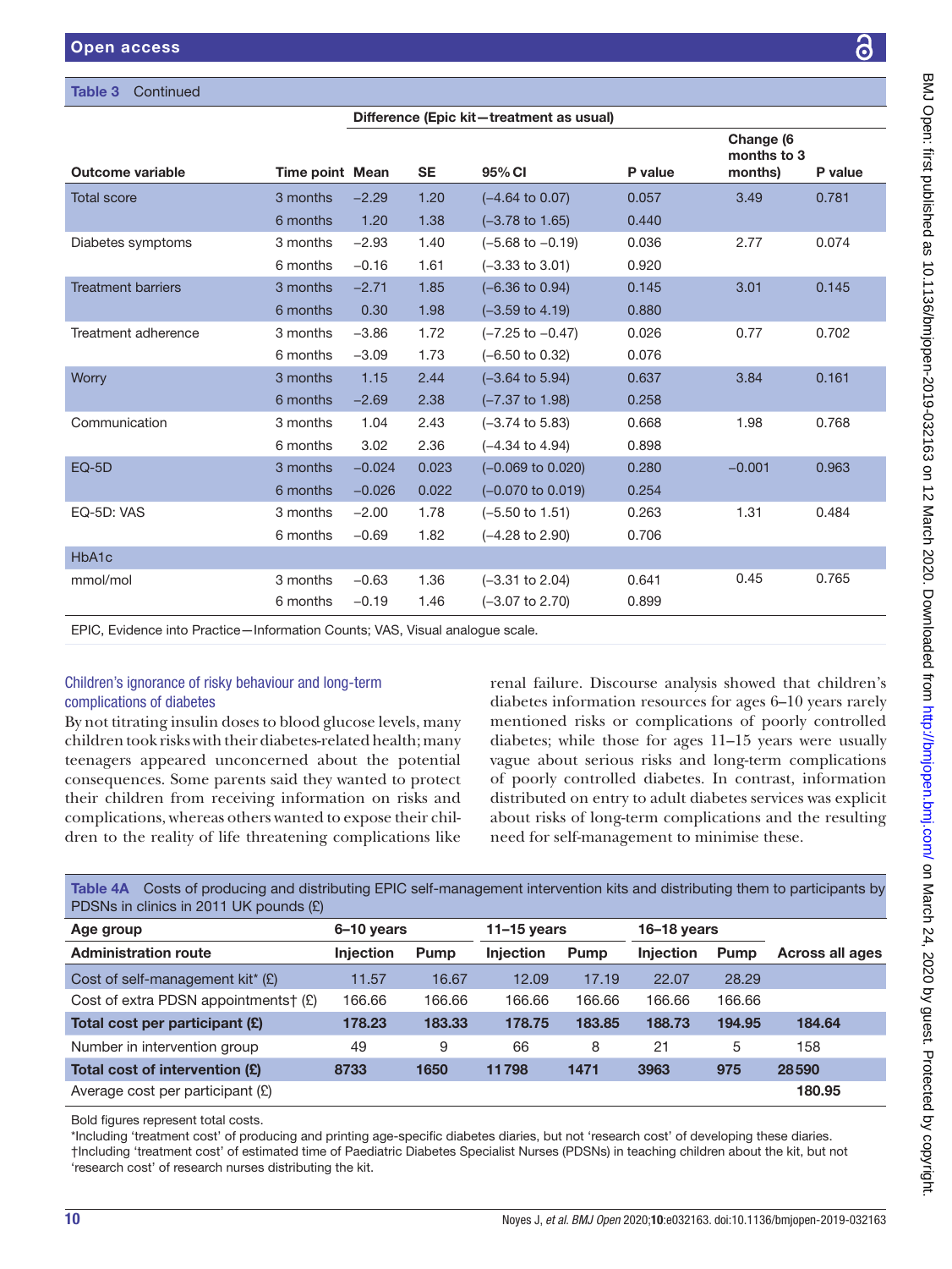**Table 3** Continued

| Outcome variable | Time point | Difference (Epic kit—treatment as usual) | | | | Change (6 months to 3 months) | P value |
|---|---|---|---|---|---|---|---|
| | | Mean | SE | 95% CI | P value | | |
| Total score | 3 months | −2.29 | 1.20 | (−4.64 to 0.07) | 0.057 | 3.49 | 0.781 |
| | 6 months | 1.20 | 1.38 | (−3.78 to 1.65) | 0.440 | | |
| Diabetes symptoms | 3 months | −2.93 | 1.40 | (−5.68 to −0.19) | 0.036 | 2.77 | 0.074 |
| | 6 months | −0.16 | 1.61 | (−3.33 to 3.01) | 0.920 | | |
| Treatment barriers | 3 months | −2.71 | 1.85 | (−6.36 to 0.94) | 0.145 | 3.01 | 0.145 |
| | 6 months | 0.30 | 1.98 | (−3.59 to 4.19) | 0.880 | | |
| Treatment adherence | 3 months | −3.86 | 1.72 | (−7.25 to −0.47) | 0.026 | 0.77 | 0.702 |
| | 6 months | −3.09 | 1.73 | (−6.50 to 0.32) | 0.076 | | |
| Worry | 3 months | 1.15 | 2.44 | (−3.64 to 5.94) | 0.637 | 3.84 | 0.161 |
| | 6 months | −2.69 | 2.38 | (−7.37 to 1.98) | 0.258 | | |
| Communication | 3 months | 1.04 | 2.43 | (−3.74 to 5.83) | 0.668 | 1.98 | 0.768 |
| | 6 months | 3.02 | 2.36 | (−4.34 to 4.94) | 0.898 | | |
| EQ-5D | 3 months | −0.024 | 0.023 | (−0.069 to 0.020) | 0.280 | −0.001 | 0.963 |
| | 6 months | −0.026 | 0.022 | (−0.070 to 0.019) | 0.254 | | |
| EQ-5D: VAS | 3 months | −2.00 | 1.78 | (−5.50 to 1.51) | 0.263 | 1.31 | 0.484 |
| | 6 months | −0.69 | 1.82 | (−4.28 to 2.90) | 0.706 | | |
| HbA1c | | | | | | | |
| mmol/mol | 3 months | −0.63 | 1.36 | (−3.31 to 2.04) | 0.641 | 0.45 | 0.765 |
| | 6 months | −0.19 | 1.46 | (−3.07 to 2.70) | 0.899 | | |

EPIC, Evidence into Practice—Information Counts; VAS, Visual analogue scale.

### Children's ignorance of risky behaviour and long-term complications of diabetes

By not titrating insulin doses to blood glucose levels, many children took risks with their diabetes-related health; many teenagers appeared unconcerned about the potential consequences. Some parents said they wanted to protect their children from receiving information on risks and complications, whereas others wanted to expose their children to the reality of life threatening complications like renal failure. Discourse analysis showed that children's diabetes information resources for ages 6–10 years rarely mentioned risks or complications of poorly controlled diabetes; while those for ages 11–15 years were usually vague about serious risks and long-term complications of poorly controlled diabetes. In contrast, information distributed on entry to adult diabetes services was explicit about risks of long-term complications and the resulting need for self-management to minimise these.

**Table 4A** Costs of producing and distributing EPIC self-management intervention kits and distributing them to participants by PDSNs in clinics in 2011 UK pounds (£)

| Age group | 6–10 years | | 11–15 years | | 16–18 years | | |
|---|---|---|---|---|---|---|---|
| Administration route | Injection | Pump | Injection | Pump | Injection | Pump | Across all ages |
| Cost of self-management kit* (£) | 11.57 | 16.67 | 12.09 | 17.19 | 22.07 | 28.29 | |
| Cost of extra PDSN appointments† (£) | 166.66 | 166.66 | 166.66 | 166.66 | 166.66 | 166.66 | |
| **Total cost per participant (£)** | **178.23** | **183.33** | **178.75** | **183.85** | **188.73** | **194.95** | **184.64** |
| Number in intervention group | 49 | 9 | 66 | 8 | 21 | 5 | 158 |
| **Total cost of intervention (£)** | **8733** | **1650** | **11798** | **1471** | **3963** | **975** | **28590** |
| Average cost per participant (£) | | | | | | | **180.95** |

Bold figures represent total costs.

*Including 'treatment cost' of producing and printing age-specific diabetes diaries, but not 'research cost' of developing these diaries.

†Including 'treatment cost' of estimated time of Paediatric Diabetes Specialist Nurses (PDSNs) in teaching children about the kit, but not 'research cost' of research nurses distributing the kit.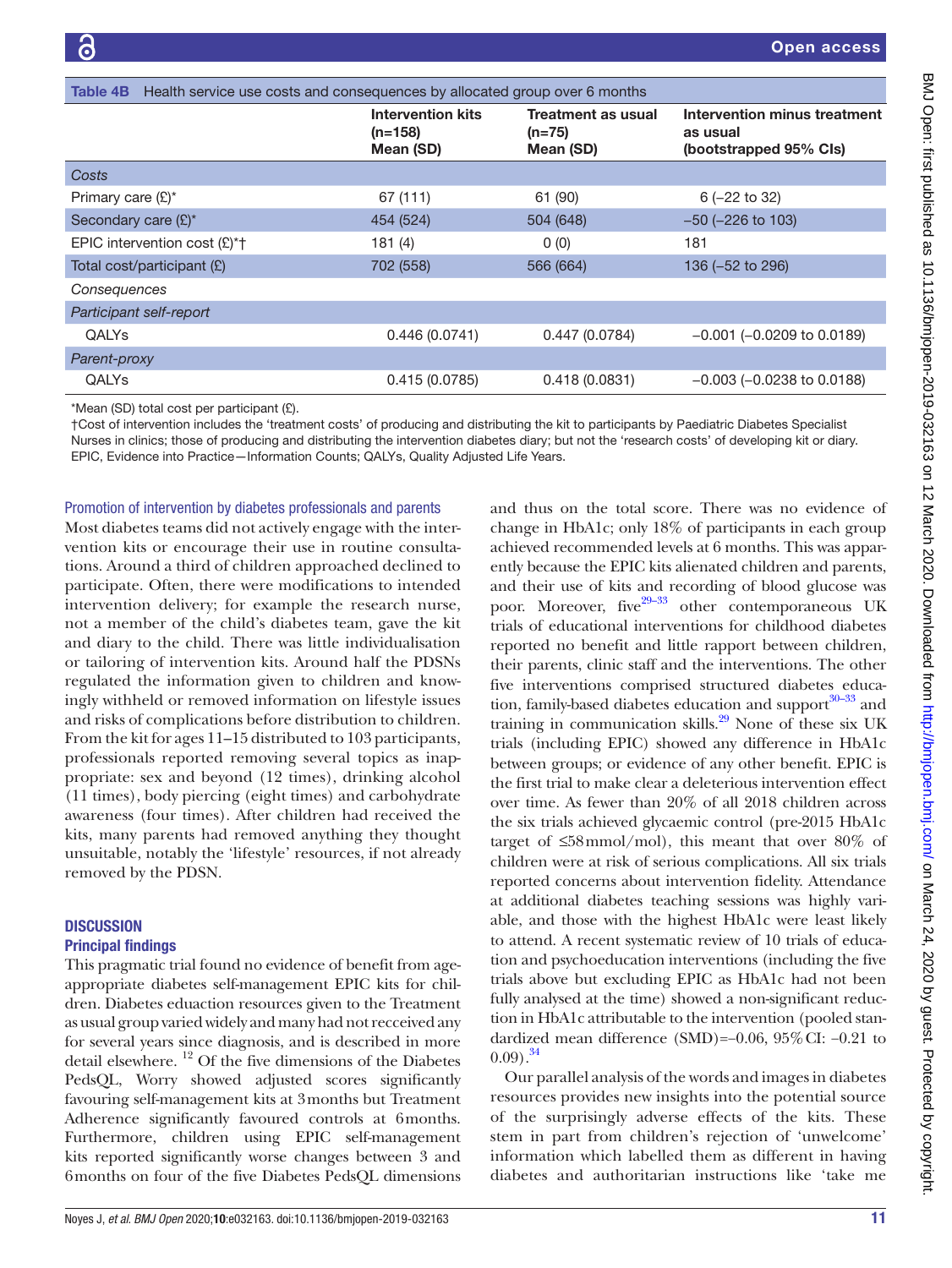**Table 4B** Health service use costs and consequences by allocated group over 6 months

| | Intervention kits (n=158) Mean (SD) | Treatment as usual (n=75) Mean (SD) | Intervention minus treatment as usual (bootstrapped 95% CIs) |
|---|---|---|---|
| *Costs* | | | |
| Primary care (£)* | 67 (111) | 61 (90) | 6 (–22 to 32) |
| Secondary care (£)* | 454 (524) | 504 (648) | –50 (–226 to 103) |
| EPIC intervention cost (£)*† | 181 (4) | 0 (0) | 181 |
| Total cost/participant (£) | 702 (558) | 566 (664) | 136 (–52 to 296) |
| *Consequences* | | | |
| *Participant self-report* | | | |
| QALYs | 0.446 (0.0741) | 0.447 (0.0784) | –0.001 (–0.0209 to 0.0189) |
| *Parent-proxy* | | | |
| QALYs | 0.415 (0.0785) | 0.418 (0.0831) | –0.003 (–0.0238 to 0.0188) |

*Mean (SD) total cost per participant (£).
†Cost of intervention includes the 'treatment costs' of producing and distributing the kit to participants by Paediatric Diabetes Specialist Nurses in clinics; those of producing and distributing the intervention diabetes diary; but not the 'research costs' of developing kit or diary.
EPIC, Evidence into Practice—Information Counts; QALYs, Quality Adjusted Life Years.

### Promotion of intervention by diabetes professionals and parents

Most diabetes teams did not actively engage with the intervention kits or encourage their use in routine consultations. Around a third of children approached declined to participate. Often, there were modifications to intended intervention delivery; for example the research nurse, not a member of the child's diabetes team, gave the kit and diary to the child. There was little individualisation or tailoring of intervention kits. Around half the PDSNs regulated the information given to children and knowingly withheld or removed information on lifestyle issues and risks of complications before distribution to children. From the kit for ages 11–15 distributed to 103 participants, professionals reported removing several topics as inappropriate: sex and beyond (12 times), drinking alcohol (11 times), body piercing (eight times) and carbohydrate awareness (four times). After children had received the kits, many parents had removed anything they thought unsuitable, notably the 'lifestyle' resources, if not already removed by the PDSN.

## DISCUSSION

### Principal findings

This pragmatic trial found no evidence of benefit from age-appropriate diabetes self-management EPIC kits for children. Diabetes eduaction resources given to the Treatment as usual group varied widely and many had not recceived any for several years since diagnosis, and is described in more detail elsewhere.[12] Of the five dimensions of the Diabetes PedsQL, Worry showed adjusted scores significantly favouring self-management kits at 3 months but Treatment Adherence significantly favoured controls at 6 months. Furthermore, children using EPIC self-management kits reported significantly worse changes between 3 and 6 months on four of the five Diabetes PedsQL dimensions and thus on the total score. There was no evidence of change in HbA1c; only 18% of participants in each group achieved recommended levels at 6 months. This was apparently because the EPIC kits alienated children and parents, and their use of kits and recording of blood glucose was poor. Moreover, five[29–33] other contemporaneous UK trials of educational interventions for childhood diabetes reported no benefit and little rapport between children, their parents, clinic staff and the interventions. The other five interventions comprised structured diabetes education, family-based diabetes education and support[30–33] and training in communication skills.[29] None of these six UK trials (including EPIC) showed any difference in HbA1c between groups; or evidence of any other benefit. EPIC is the first trial to make clear a deleterious intervention effect over time. As fewer than 20% of all 2018 children across the six trials achieved glycaemic control (pre-2015 HbA1c target of ≤58 mmol/mol), this meant that over 80% of children were at risk of serious complications. All six trials reported concerns about intervention fidelity. Attendance at additional diabetes teaching sessions was highly variable, and those with the highest HbA1c were least likely to attend. A recent systematic review of 10 trials of education and psychoeducation interventions (including the five trials above but excluding EPIC as HbA1c had not been fully analysed at the time) showed a non-significant reduction in HbA1c attributable to the intervention (pooled standardized mean difference (SMD)=–0.06, 95% CI: –0.21 to 0.09).[34]

Our parallel analysis of the words and images in diabetes resources provides new insights into the potential source of the surprisingly adverse effects of the kits. These stem in part from children's rejection of 'unwelcome' information which labelled them as different in having diabetes and authoritarian instructions like 'take me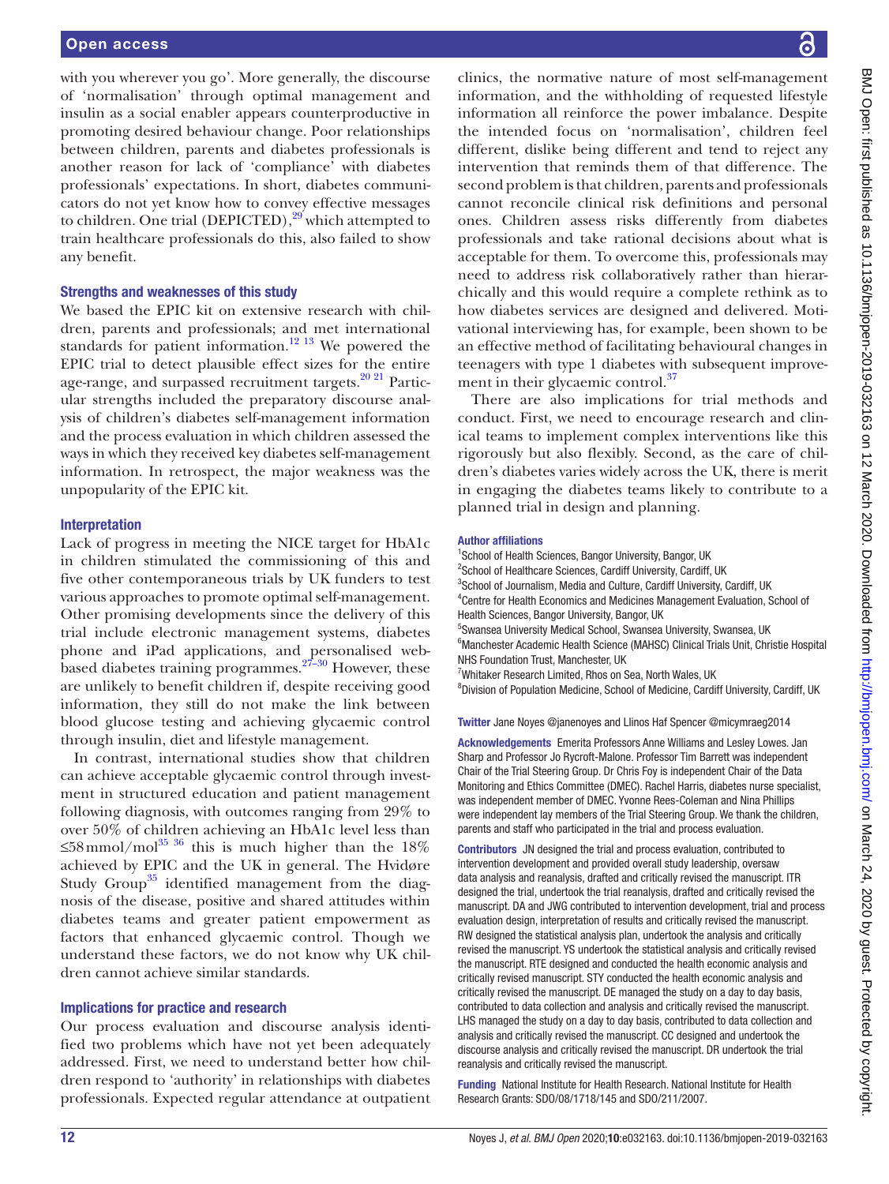with you wherever you go'. More generally, the discourse of 'normalisation' through optimal management and insulin as a social enabler appears counterproductive in promoting desired behaviour change. Poor relationships between children, parents and diabetes professionals is another reason for lack of 'compliance' with diabetes professionals' expectations. In short, diabetes communicators do not yet know how to convey effective messages to children. One trial (DEPICTED),[29] which attempted to train healthcare professionals do this, also failed to show any benefit.

### Strengths and weaknesses of this study

We based the EPIC kit on extensive research with children, parents and professionals; and met international standards for patient information.[12 13] We powered the EPIC trial to detect plausible effect sizes for the entire age-range, and surpassed recruitment targets.[20 21] Particular strengths included the preparatory discourse analysis of children's diabetes self-management information and the process evaluation in which children assessed the ways in which they received key diabetes self-management information. In retrospect, the major weakness was the unpopularity of the EPIC kit.

### Interpretation

Lack of progress in meeting the NICE target for HbA1c in children stimulated the commissioning of this and five other contemporaneous trials by UK funders to test various approaches to promote optimal self-management. Other promising developments since the delivery of this trial include electronic management systems, diabetes phone and iPad applications, and personalised web-based diabetes training programmes.[27–30] However, these are unlikely to benefit children if, despite receiving good information, they still do not make the link between blood glucose testing and achieving glycaemic control through insulin, diet and lifestyle management.

In contrast, international studies show that children can achieve acceptable glycaemic control through investment in structured education and patient management following diagnosis, with outcomes ranging from 29% to over 50% of children achieving an HbA1c level less than ≤58 mmol/mol[35 36] this is much higher than the 18% achieved by EPIC and the UK in general. The Hvidøre Study Group[35] identified management from the diagnosis of the disease, positive and shared attitudes within diabetes teams and greater patient empowerment as factors that enhanced glycaemic control. Though we understand these factors, we do not know why UK children cannot achieve similar standards.

### Implications for practice and research

Our process evaluation and discourse analysis identified two problems which have not yet been adequately addressed. First, we need to understand better how children respond to 'authority' in relationships with diabetes professionals. Expected regular attendance at outpatient clinics, the normative nature of most self-management information, and the withholding of requested lifestyle information all reinforce the power imbalance. Despite the intended focus on 'normalisation', children feel different, dislike being different and tend to reject any intervention that reminds them of that difference. The second problem is that children, parents and professionals cannot reconcile clinical risk definitions and personal ones. Children assess risks differently from diabetes professionals and take rational decisions about what is acceptable for them. To overcome this, professionals may need to address risk collaboratively rather than hierarchically and this would require a complete rethink as to how diabetes services are designed and delivered. Motivational interviewing has, for example, been shown to be an effective method of facilitating behavioural changes in teenagers with type 1 diabetes with subsequent improvement in their glycaemic control.[37]

There are also implications for trial methods and conduct. First, we need to encourage research and clinical teams to implement complex interventions like this rigorously but also flexibly. Second, as the care of children's diabetes varies widely across the UK, there is merit in engaging the diabetes teams likely to contribute to a planned trial in design and planning.

#### Author affiliations

[1]School of Health Sciences, Bangor University, Bangor, UK
[2]School of Healthcare Sciences, Cardiff University, Cardiff, UK
[3]School of Journalism, Media and Culture, Cardiff University, Cardiff, UK
[4]Centre for Health Economics and Medicines Management Evaluation, School of Health Sciences, Bangor University, Bangor, UK
[5]Swansea University Medical School, Swansea University, Swansea, UK
[6]Manchester Academic Health Science (MAHSC) Clinical Trials Unit, Christie Hospital NHS Foundation Trust, Manchester, UK
[7]Whitaker Research Limited, Rhos on Sea, North Wales, UK
[8]Division of Population Medicine, School of Medicine, Cardiff University, Cardiff, UK

**Twitter** Jane Noyes @janenoyes and Llinos Haf Spencer @micymraeg2014

**Acknowledgements** Emerita Professors Anne Williams and Lesley Lowes. Jan Sharp and Professor Jo Rycroft-Malone. Professor Tim Barrett was independent Chair of the Trial Steering Group. Dr Chris Foy is independent Chair of the Data Monitoring and Ethics Committee (DMEC). Rachel Harris, diabetes nurse specialist, was independent member of DMEC. Yvonne Rees-Coleman and Nina Phillips were independent lay members of the Trial Steering Group. We thank the children, parents and staff who participated in the trial and process evaluation.

**Contributors** JN designed the trial and process evaluation, contributed to intervention development and provided overall study leadership, oversaw data analysis and reanalysis, drafted and critically revised the manuscript. ITR designed the trial, undertook the trial reanalysis, drafted and critically revised the manuscript. DA and JWG contributed to intervention development, trial and process evaluation design, interpretation of results and critically revised the manuscript. RW designed the statistical analysis plan, undertook the analysis and critically revised the manuscript. YS undertook the statistical analysis and critically revised the manuscript. RTE designed and conducted the health economic analysis and critically revised manuscript. STY conducted the health economic analysis and critically revised the manuscript. DE managed the study on a day to day basis, contributed to data collection and analysis and critically revised the manuscript. LHS managed the study on a day to day basis, contributed to data collection and analysis and critically revised the manuscript. CC designed and undertook the discourse analysis and critically revised the manuscript. DR undertook the trial reanalysis and critically revised the manuscript.

**Funding** National Institute for Health Research. National Institute for Health Research Grants: SDO/08/1718/145 and SDO/211/2007.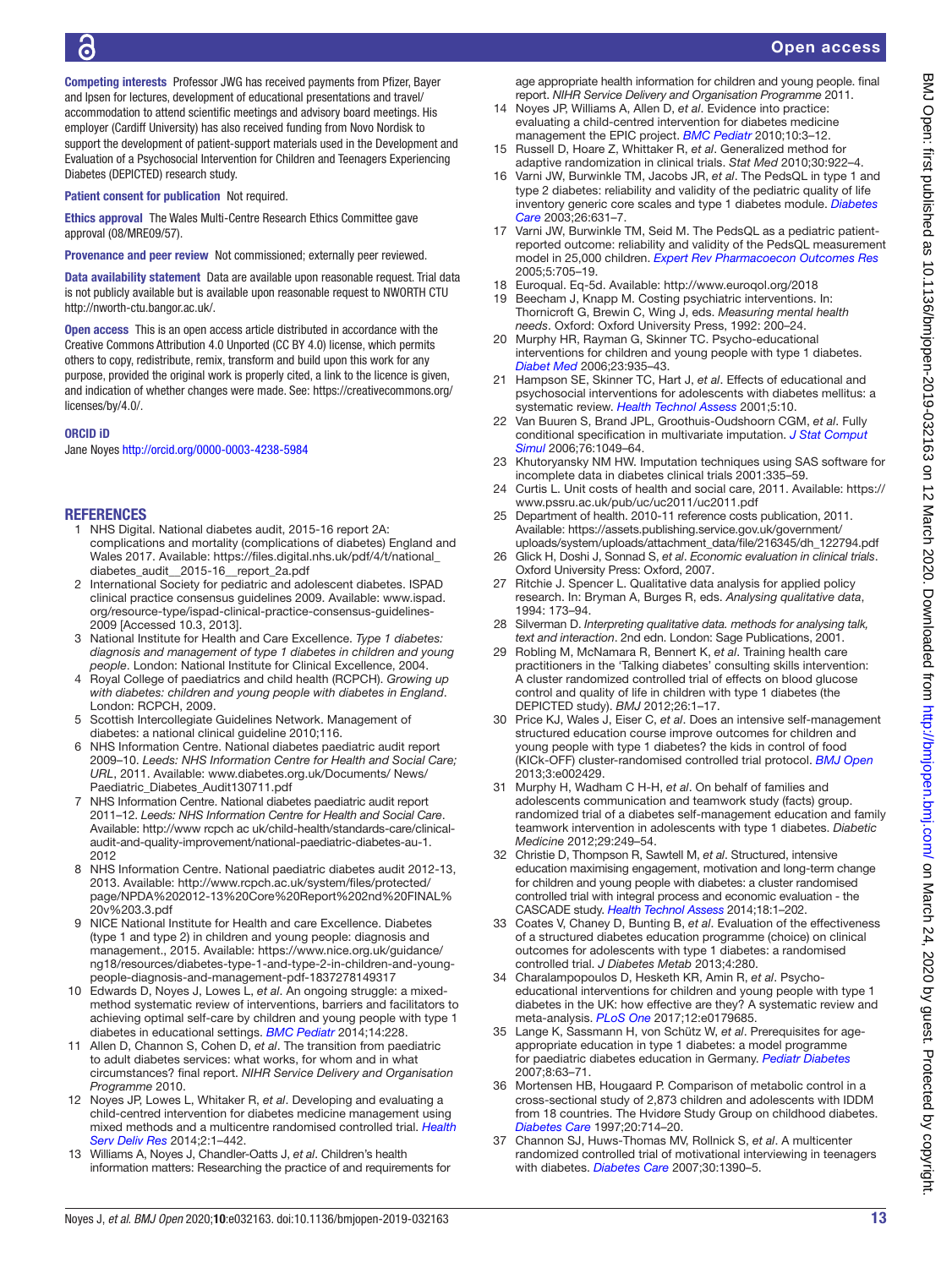**Competing interests** Professor JWG has received payments from Pfizer, Bayer and Ipsen for lectures, development of educational presentations and travel/accommodation to attend scientific meetings and advisory board meetings. His employer (Cardiff University) has also received funding from Novo Nordisk to support the development of patient-support materials used in the Development and Evaluation of a Psychosocial Intervention for Children and Teenagers Experiencing Diabetes (DEPICTED) research study.

**Patient consent for publication** Not required.

**Ethics approval** The Wales Multi-Centre Research Ethics Committee gave approval (08/MRE09/57).

**Provenance and peer review** Not commissioned; externally peer reviewed.

**Data availability statement** Data are available upon reasonable request. Trial data is not publicly available but is available upon reasonable request to NWORTH CTU http://nworth-ctu.bangor.ac.uk/.

**Open access** This is an open access article distributed in accordance with the Creative Commons Attribution 4.0 Unported (CC BY 4.0) license, which permits others to copy, redistribute, remix, transform and build upon this work for any purpose, provided the original work is properly cited, a link to the licence is given, and indication of whether changes were made. See: https://creativecommons.org/licenses/by/4.0/.

**ORCID iD**

Jane Noyes http://orcid.org/0000-0003-4238-5984

## REFERENCES

1. NHS Digital. National diabetes audit, 2015-16 report 2A: complications and mortality (complications of diabetes) England and Wales 2017. Available: https://files.digital.nhs.uk/pdf/4/t/national_diabetes_audit__2015-16__report_2a.pdf
2. International Society for pediatric and adolescent diabetes. ISPAD clinical practice consensus guidelines 2009. Available: www.ispad.org/resource-type/ispad-clinical-practice-consensus-guidelines-2009 [Accessed 10.3, 2013].
3. National Institute for Health and Care Excellence. *Type 1 diabetes: diagnosis and management of type 1 diabetes in children and young people*. London: National Institute for Clinical Excellence, 2004.
4. Royal College of paediatrics and child health (RCPCH). *Growing up with diabetes: children and young people with diabetes in England*. London: RCPCH, 2009.
5. Scottish Intercollegiate Guidelines Network. Management of diabetes: a national clinical guideline 2010;116.
6. NHS Information Centre. National diabetes paediatric audit report 2009–10. *Leeds: NHS Information Centre for Health and Social Care; URL*, 2011. Available: www.diabetes.org.uk/Documents/ News/Paediatric_Diabetes_Audit130711.pdf
7. NHS Information Centre. National diabetes paediatric audit report 2011–12. *Leeds: NHS Information Centre for Health and Social Care*. Available: http://www rcpch ac uk/child-health/standards-care/clinical-audit-and-quality-improvement/national-paediatric-diabetes-au-1. 2012
8. NHS Information Centre. National paediatric diabetes audit 2012-13, 2013. Available: http://www.rcpch.ac.uk/system/files/protected/page/NPDA%202012-13%20Core%20Report%202nd%20FINAL%20v%203.3.pdf
9. NICE National Institute for Health and care Excellence. Diabetes (type 1 and type 2) in children and young people: diagnosis and management., 2015. Available: https://www.nice.org.uk/guidance/ng18/resources/diabetes-type-1-and-type-2-in-children-and-young-people-diagnosis-and-management-pdf-1837278149317
10. Edwards D, Noyes J, Lowes L, *et al*. An ongoing struggle: a mixed-method systematic review of interventions, barriers and facilitators to achieving optimal self-care by children and young people with type 1 diabetes in educational settings. *BMC Pediatr* 2014;14:228.
11. Allen D, Channon S, Cohen D, *et al*. The transition from paediatric to adult diabetes services: what works, for whom and in what circumstances? final report. *NIHR Service Delivery and Organisation Programme* 2010.
12. Noyes JP, Lowes L, Whitaker R, *et al*. Developing and evaluating a child-centred intervention for diabetes medicine management using mixed methods and a multicentre randomised controlled trial. *Health Serv Deliv Res* 2014;2:1–442.
13. Williams A, Noyes J, Chandler-Oatts J, *et al*. Children's health information matters: Researching the practice of and requirements for age appropriate health information for children and young people. final report. *NIHR Service Delivery and Organisation Programme* 2011.
14. Noyes JP, Williams A, Allen D, *et al*. Evidence into practice: evaluating a child-centred intervention for diabetes medicine management the EPIC project. *BMC Pediatr* 2010;10:3–12.
15. Russell D, Hoare Z, Whittaker R, *et al*. Generalized method for adaptive randomization in clinical trials. *Stat Med* 2010;30:922–4.
16. Varni JW, Burwinkle TM, Jacobs JR, *et al*. The PedsQL in type 1 and type 2 diabetes: reliability and validity of the pediatric quality of life inventory generic core scales and type 1 diabetes module. *Diabetes Care* 2003;26:631–7.
17. Varni JW, Burwinkle TM, Seid M. The PedsQL as a pediatric patient-reported outcome: reliability and validity of the PedsQL measurement model in 25,000 children. *Expert Rev Pharmacoecon Outcomes Res* 2005;5:705–19.
18. Euroqual. Eq-5d. Available: http://www.euroqol.org/2018
19. Beecham J, Knapp M. Costing psychiatric interventions. In: Thornicroft G, Brewin C, Wing J, eds. *Measuring mental health needs*. Oxford: Oxford University Press, 1992: 200–24.
20. Murphy HR, Rayman G, Skinner TC. Psycho-educational interventions for children and young people with type 1 diabetes. *Diabet Med* 2006;23:935–43.
21. Hampson SE, Skinner TC, Hart J, *et al*. Effects of educational and psychosocial interventions for adolescents with diabetes mellitus: a systematic review. *Health Technol Assess* 2001;5:10.
22. Van Buuren S, Brand JPL, Groothuis-Oudshoorn CGM, *et al*. Fully conditional specification in multivariate imputation. *J Stat Comput Simul* 2006;76:1049–64.
23. Khutoryansky NM HW. Imputation techniques using SAS software for incomplete data in diabetes clinical trials 2001:335–59.
24. Curtis L. Unit costs of health and social care, 2011. Available: https://www.pssru.ac.uk/pub/uc/uc2011/uc2011.pdf
25. Department of health. 2010-11 reference costs publication, 2011. Available: https://assets.publishing.service.gov.uk/government/uploads/system/uploads/attachment_data/file/216345/dh_122794.pdf
26. Glick H, Doshi J, Sonnad S, *et al*. *Economic evaluation in clinical trials*. Oxford University Press: Oxford, 2007.
27. Ritchie J. Spencer L. Qualitative data analysis for applied policy research. In: Bryman A, Burges R, eds. *Analysing qualitative data*, 1994: 173–94.
28. Silverman D. *Interpreting qualitative data. methods for analysing talk, text and interaction*. 2nd edn. London: Sage Publications, 2001.
29. Robling M, McNamara R, Bennert K, *et al*. Training health care practitioners in the 'Talking diabetes' consulting skills intervention: A cluster randomized controlled trial of effects on blood glucose control and quality of life in children with type 1 diabetes (the DEPICTED study). *BMJ* 2012;26:1–17.
30. Price KJ, Wales J, Eiser C, *et al*. Does an intensive self-management structured education course improve outcomes for children and young people with type 1 diabetes? the kids in control of food (KICk-OFF) cluster-randomised controlled trial protocol. *BMJ Open* 2013;3:e002429.
31. Murphy H, Wadham C H-H, *et al*. On behalf of families and adolescents communication and teamwork study (facts) group. randomized trial of a diabetes self-management education and family teamwork intervention in adolescents with type 1 diabetes. *Diabetic Medicine* 2012;29:249–54.
32. Christie D, Thompson R, Sawtell M, *et al*. Structured, intensive education maximising engagement, motivation and long-term change for children and young people with diabetes: a cluster randomised controlled trial with integral process and economic evaluation - the CASCADE study. *Health Technol Assess* 2014;18:1–202.
33. Coates V, Chaney D, Bunting B, *et al*. Evaluation of the effectiveness of a structured diabetes education programme (choice) on clinical outcomes for adolescents with type 1 diabetes: a randomised controlled trial. *J Diabetes Metab* 2013;4:280.
34. Charalampopoulos D, Hesketh KR, Amin R, *et al*. Psycho-educational interventions for children and young people with type 1 diabetes in the UK: how effective are they? A systematic review and meta-analysis. *PLoS One* 2017;12:e0179685.
35. Lange K, Sassmann H, von Schütz W, *et al*. Prerequisites for age-appropriate education in type 1 diabetes: a model programme for paediatric diabetes education in Germany. *Pediatr Diabetes* 2007;8:63–71.
36. Mortensen HB, Hougaard P. Comparison of metabolic control in a cross-sectional study of 2,873 children and adolescents with IDDM from 18 countries. The Hvidøre Study Group on childhood diabetes. *Diabetes Care* 1997;20:714–20.
37. Channon SJ, Huws-Thomas MV, Rollnick S, *et al*. A multicenter randomized controlled trial of motivational interviewing in teenagers with diabetes. *Diabetes Care* 2007;30:1390–5.